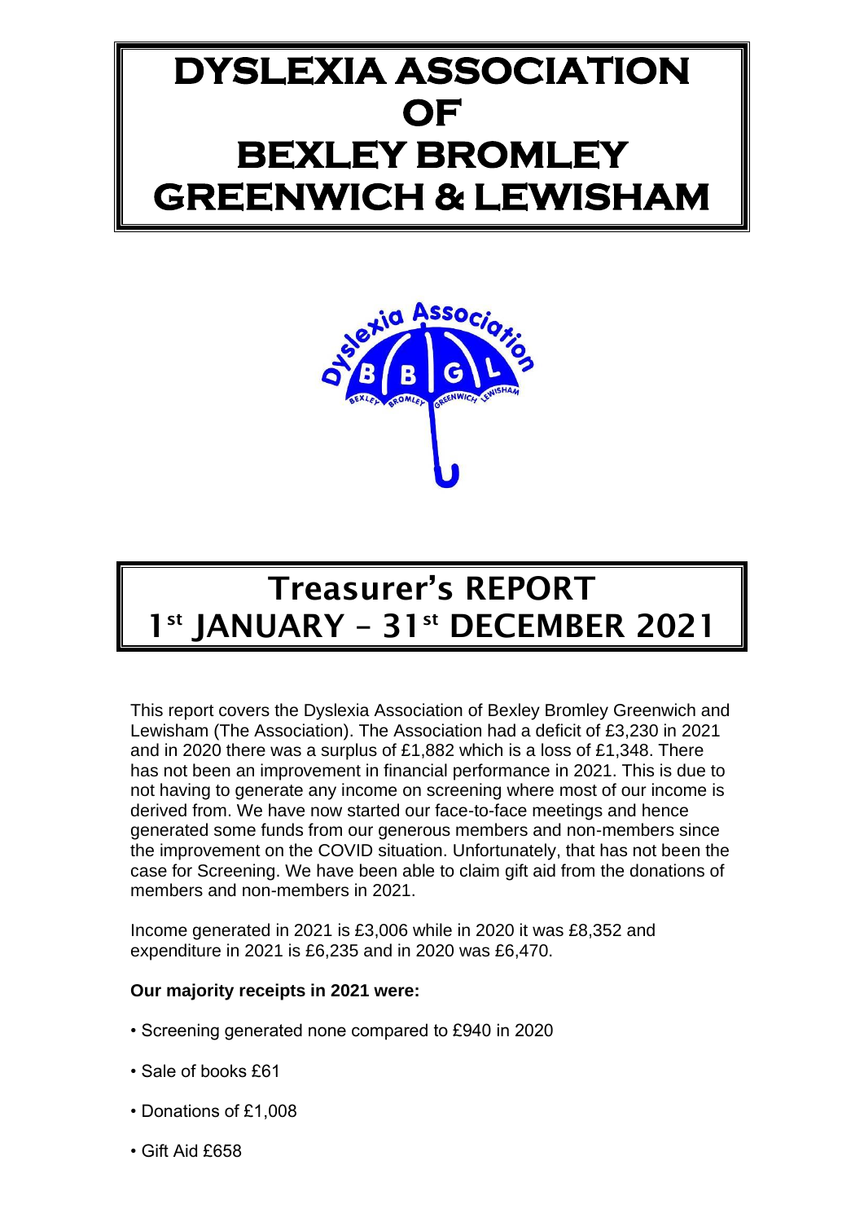# DYSLEXIA ASSOCIATION OF BEXLEY BROMLEY GREENWICH & LEWISHAM

# Treasurer's REPORT 1st JANUARY – 31st DECEMBER 2021

This report covers the Dyslexia Association of Bexley Bromley Greenwich and Lewisham (The Association). The Association had a deficit of £3,230 in 2021 and in 2020 there was a surplus of £1,882 which is a loss of £1,348. There has not been an improvement in financial performance in 2021. This is due to not having to generate any income on screening where most of our income is derived from. We have now started our face-to-face meetings and hence generated some funds from our generous members and non-members since the improvement on the COVID situation. Unfortunately, that has not been the case for Screening. We have been able to claim gift aid from the donations of members and non-members in 2021.

Income generated in 2021 is £3,006 while in 2020 it was £8,352 and expenditure in 2021 is £6,235 and in 2020 was £6,470.

**Our majority receipts in 2021 were:**

- Screening generated none compared to £940 in 2020
- Sale of books £61
- Donations of £1,008
- Gift Aid £658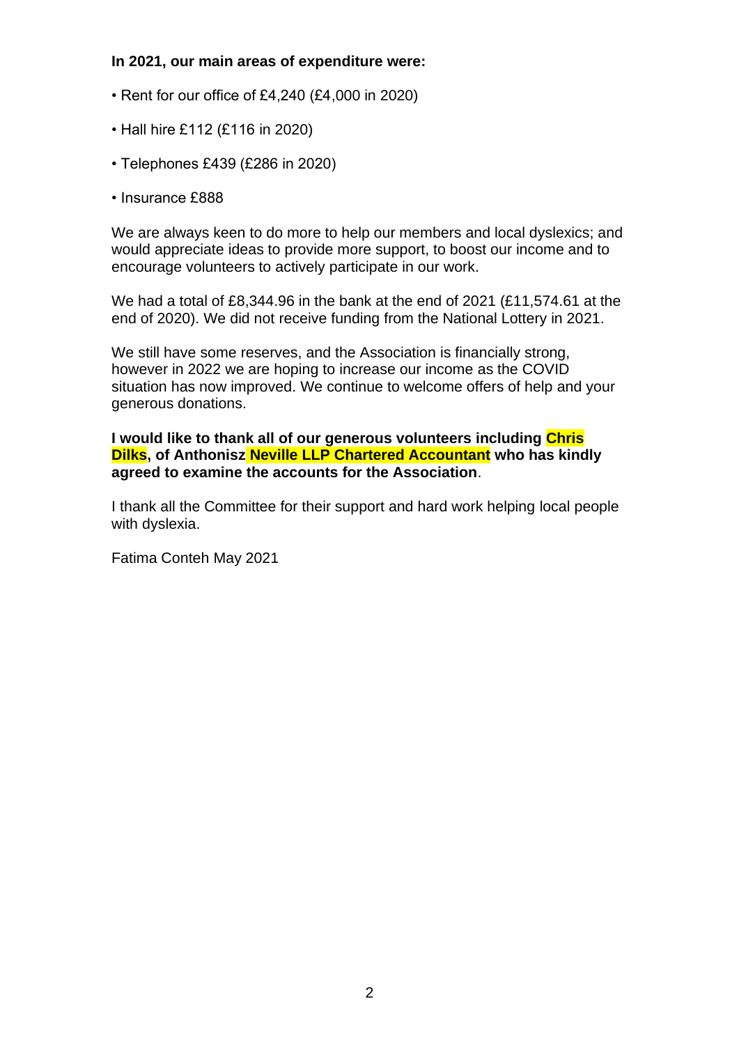**In 2021, our main areas of expenditure were:**

- Rent for our office of £4,240 (£4,000 in 2020)
- Hall hire £112 (£116 in 2020)
- Telephones £439 (£286 in 2020)
- Insurance £888

We are always keen to do more to help our members and local dyslexics; and would appreciate ideas to provide more support, to boost our income and to encourage volunteers to actively participate in our work.

We had a total of £8,344.96 in the bank at the end of 2021 (£11,574.61 at the end of 2020). We did not receive funding from the National Lottery in 2021.

We still have some reserves, and the Association is financially strong, however in 2022 we are hoping to increase our income as the COVID situation has now improved. We continue to welcome offers of help and your generous donations.

**I would like to thank all of our generous volunteers including Chris Dilks, of Anthonisz Neville LLP Chartered Accountant who has kindly agreed to examine the accounts for the Association**.

I thank all the Committee for their support and hard work helping local people with dyslexia.

Fatima Conteh May 2021